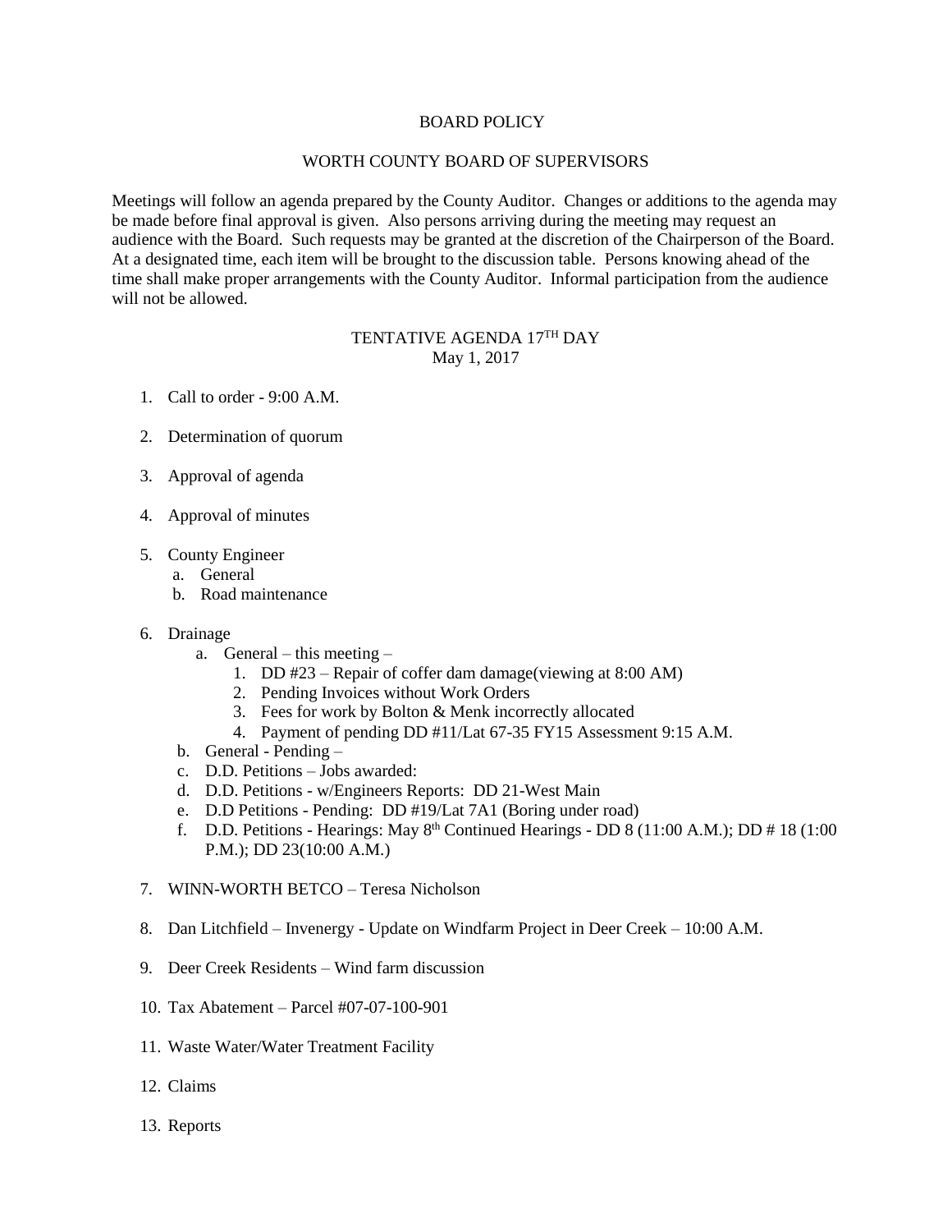# BOARD POLICY

## WORTH COUNTY BOARD OF SUPERVISORS

Meetings will follow an agenda prepared by the County Auditor. Changes or additions to the agenda may be made before final approval is given. Also persons arriving during the meeting may request an audience with the Board. Such requests may be granted at the discretion of the Chairperson of the Board. At a designated time, each item will be brought to the discussion table. Persons knowing ahead of the time shall make proper arrangements with the County Auditor. Informal participation from the audience will not be allowed.

### TENTATIVE AGENDA 17TH DAY
May 1, 2017

1. Call to order - 9:00 A.M.

2. Determination of quorum

3. Approval of agenda

4. Approval of minutes

5. County Engineer
   a. General
   b. Road maintenance

6. Drainage
   a. General – this meeting –
      1. DD #23 – Repair of coffer dam damage(viewing at 8:00 AM)
      2. Pending Invoices without Work Orders
      3. Fees for work by Bolton & Menk incorrectly allocated
      4. Payment of pending DD #11/Lat 67-35 FY15 Assessment 9:15 A.M.
   b. General - Pending –
   c. D.D. Petitions – Jobs awarded:
   d. D.D. Petitions - w/Engineers Reports: DD 21-West Main
   e. D.D Petitions - Pending: DD #19/Lat 7A1 (Boring under road)
   f. D.D. Petitions - Hearings: May 8th Continued Hearings - DD 8 (11:00 A.M.); DD # 18 (1:00 P.M.); DD 23(10:00 A.M.)

7. WINN-WORTH BETCO – Teresa Nicholson

8. Dan Litchfield – Invenergy - Update on Windfarm Project in Deer Creek – 10:00 A.M.

9. Deer Creek Residents – Wind farm discussion

10. Tax Abatement – Parcel #07-07-100-901

11. Waste Water/Water Treatment Facility

12. Claims

13. Reports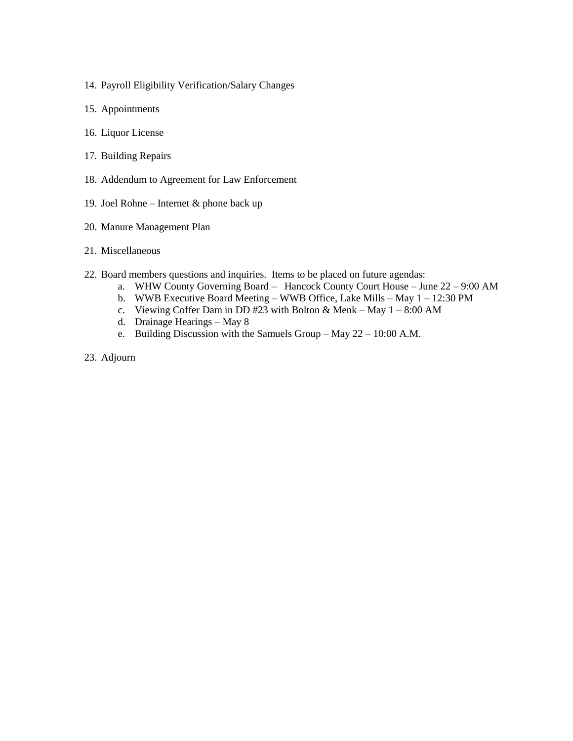14. Payroll Eligibility Verification/Salary Changes

15. Appointments

16. Liquor License

17. Building Repairs

18. Addendum to Agreement for Law Enforcement

19. Joel Rohne – Internet & phone back up

20. Manure Management Plan

21. Miscellaneous

22. Board members questions and inquiries. Items to be placed on future agendas:
    a. WHW County Governing Board – Hancock County Court House – June 22 – 9:00 AM
    b. WWB Executive Board Meeting – WWB Office, Lake Mills – May 1 – 12:30 PM
    c. Viewing Coffer Dam in DD #23 with Bolton & Menk – May 1 – 8:00 AM
    d. Drainage Hearings – May 8
    e. Building Discussion with the Samuels Group – May 22 – 10:00 A.M.

23. Adjourn